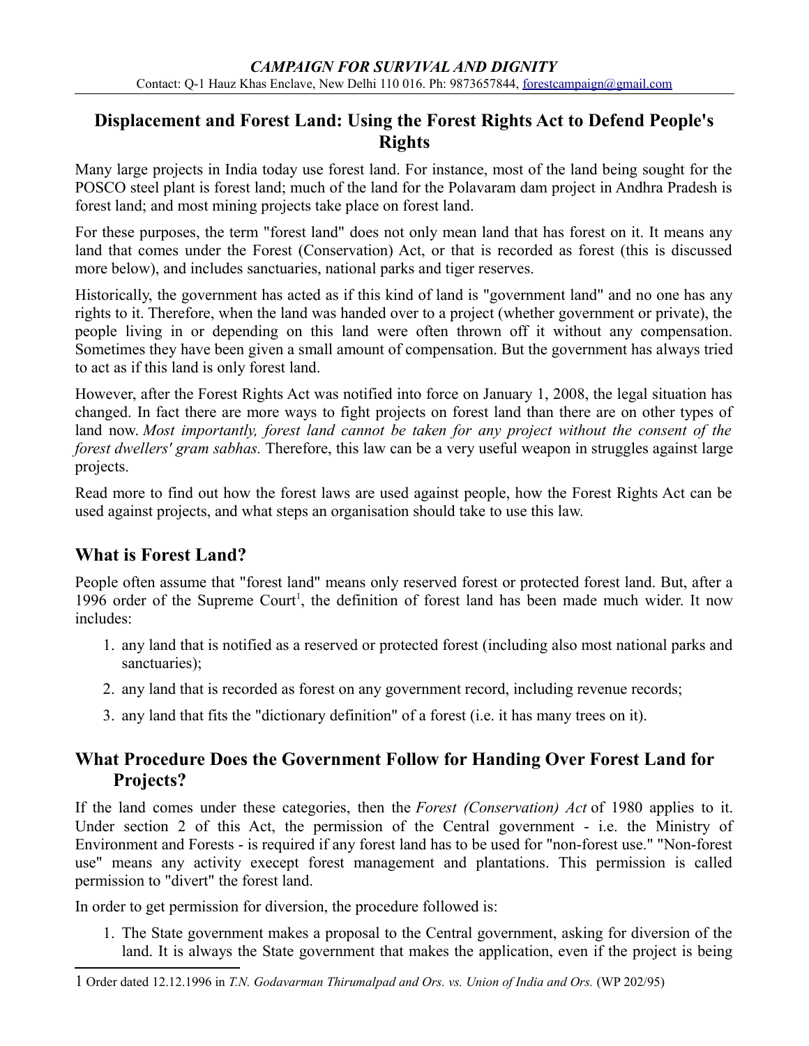*CAMPAIGN FOR SURVIVAL AND DIGNITY*

Contact: Q-1 Hauz Khas Enclave, New Delhi 110 016. Ph: 9873657844, forestcampaign@gmail.com

# Displacement and Forest Land: Using the Forest Rights Act to Defend People's Rights

Many large projects in India today use forest land. For instance, most of the land being sought for the POSCO steel plant is forest land; much of the land for the Polavaram dam project in Andhra Pradesh is forest land; and most mining projects take place on forest land.

For these purposes, the term "forest land" does not only mean land that has forest on it. It means any land that comes under the Forest (Conservation) Act, or that is recorded as forest (this is discussed more below), and includes sanctuaries, national parks and tiger reserves.

Historically, the government has acted as if this kind of land is "government land" and no one has any rights to it. Therefore, when the land was handed over to a project (whether government or private), the people living in or depending on this land were often thrown off it without any compensation. Sometimes they have been given a small amount of compensation. But the government has always tried to act as if this land is only forest land.

However, after the Forest Rights Act was notified into force on January 1, 2008, the legal situation has changed. In fact there are more ways to fight projects on forest land than there are on other types of land now. *Most importantly, forest land cannot be taken for any project without the consent of the forest dwellers' gram sabhas.* Therefore, this law can be a very useful weapon in struggles against large projects.

Read more to find out how the forest laws are used against people, how the Forest Rights Act can be used against projects, and what steps an organisation should take to use this law.

## What is Forest Land?

People often assume that "forest land" means only reserved forest or protected forest land. But, after a 1996 order of the Supreme Court[1], the definition of forest land has been made much wider. It now includes:

1. any land that is notified as a reserved or protected forest (including also most national parks and sanctuaries);
2. any land that is recorded as forest on any government record, including revenue records;
3. any land that fits the "dictionary definition" of a forest (i.e. it has many trees on it).

## What Procedure Does the Government Follow for Handing Over Forest Land for Projects?

If the land comes under these categories, then the *Forest (Conservation) Act* of 1980 applies to it. Under section 2 of this Act, the permission of the Central government - i.e. the Ministry of Environment and Forests - is required if any forest land has to be used for "non-forest use." "Non-forest use" means any activity execept forest management and plantations. This permission is called permission to "divert" the forest land.

In order to get permission for diversion, the procedure followed is:

1. The State government makes a proposal to the Central government, asking for diversion of the land. It is always the State government that makes the application, even if the project is being

---

[1] Order dated 12.12.1996 in *T.N. Godavarman Thirumalpad and Ors. vs. Union of India and Ors.* (WP 202/95)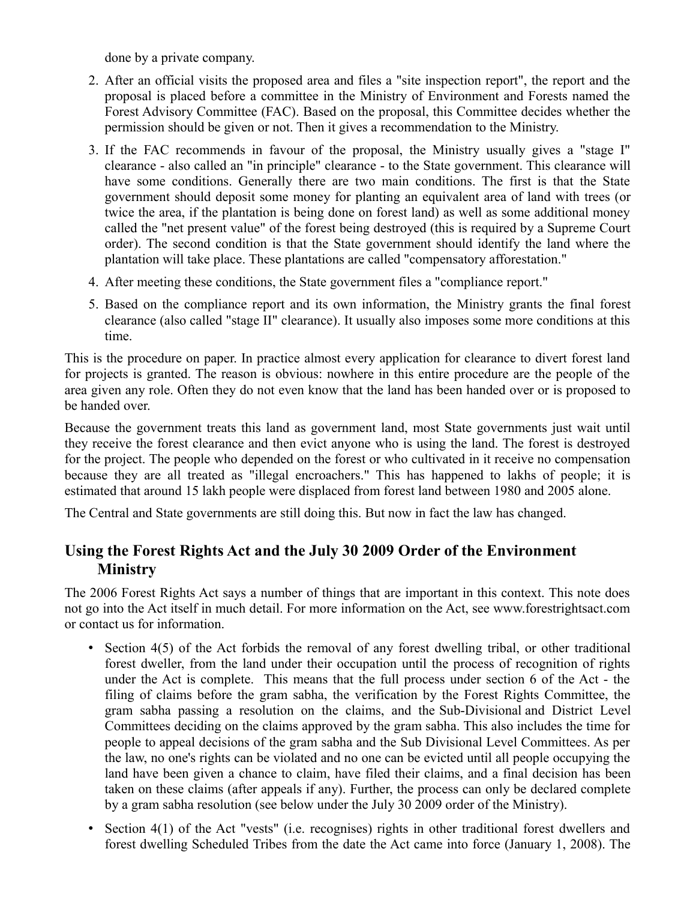done by a private company.

2. After an official visits the proposed area and files a "site inspection report", the report and the proposal is placed before a committee in the Ministry of Environment and Forests named the Forest Advisory Committee (FAC). Based on the proposal, this Committee decides whether the permission should be given or not. Then it gives a recommendation to the Ministry.
3. If the FAC recommends in favour of the proposal, the Ministry usually gives a "stage I" clearance - also called an "in principle" clearance - to the State government. This clearance will have some conditions. Generally there are two main conditions. The first is that the State government should deposit some money for planting an equivalent area of land with trees (or twice the area, if the plantation is being done on forest land) as well as some additional money called the "net present value" of the forest being destroyed (this is required by a Supreme Court order). The second condition is that the State government should identify the land where the plantation will take place. These plantations are called "compensatory afforestation."
4. After meeting these conditions, the State government files a "compliance report."
5. Based on the compliance report and its own information, the Ministry grants the final forest clearance (also called "stage II" clearance). It usually also imposes some more conditions at this time.

This is the procedure on paper. In practice almost every application for clearance to divert forest land for projects is granted. The reason is obvious: nowhere in this entire procedure are the people of the area given any role. Often they do not even know that the land has been handed over or is proposed to be handed over.

Because the government treats this land as government land, most State governments just wait until they receive the forest clearance and then evict anyone who is using the land. The forest is destroyed for the project. The people who depended on the forest or who cultivated in it receive no compensation because they are all treated as "illegal encroachers." This has happened to lakhs of people; it is estimated that around 15 lakh people were displaced from forest land between 1980 and 2005 alone.

The Central and State governments are still doing this. But now in fact the law has changed.

## Using the Forest Rights Act and the July 30 2009 Order of the Environment Ministry

The 2006 Forest Rights Act says a number of things that are important in this context. This note does not go into the Act itself in much detail. For more information on the Act, see www.forestrightsact.com or contact us for information.

- Section 4(5) of the Act forbids the removal of any forest dwelling tribal, or other traditional forest dweller, from the land under their occupation until the process of recognition of rights under the Act is complete. This means that the full process under section 6 of the Act - the filing of claims before the gram sabha, the verification by the Forest Rights Committee, the gram sabha passing a resolution on the claims, and the Sub-Divisional and District Level Committees deciding on the claims approved by the gram sabha. This also includes the time for people to appeal decisions of the gram sabha and the Sub Divisional Level Committees. As per the law, no one's rights can be violated and no one can be evicted until all people occupying the land have been given a chance to claim, have filed their claims, and a final decision has been taken on these claims (after appeals if any). Further, the process can only be declared complete by a gram sabha resolution (see below under the July 30 2009 order of the Ministry).
- Section 4(1) of the Act "vests" (i.e. recognises) rights in other traditional forest dwellers and forest dwelling Scheduled Tribes from the date the Act came into force (January 1, 2008). The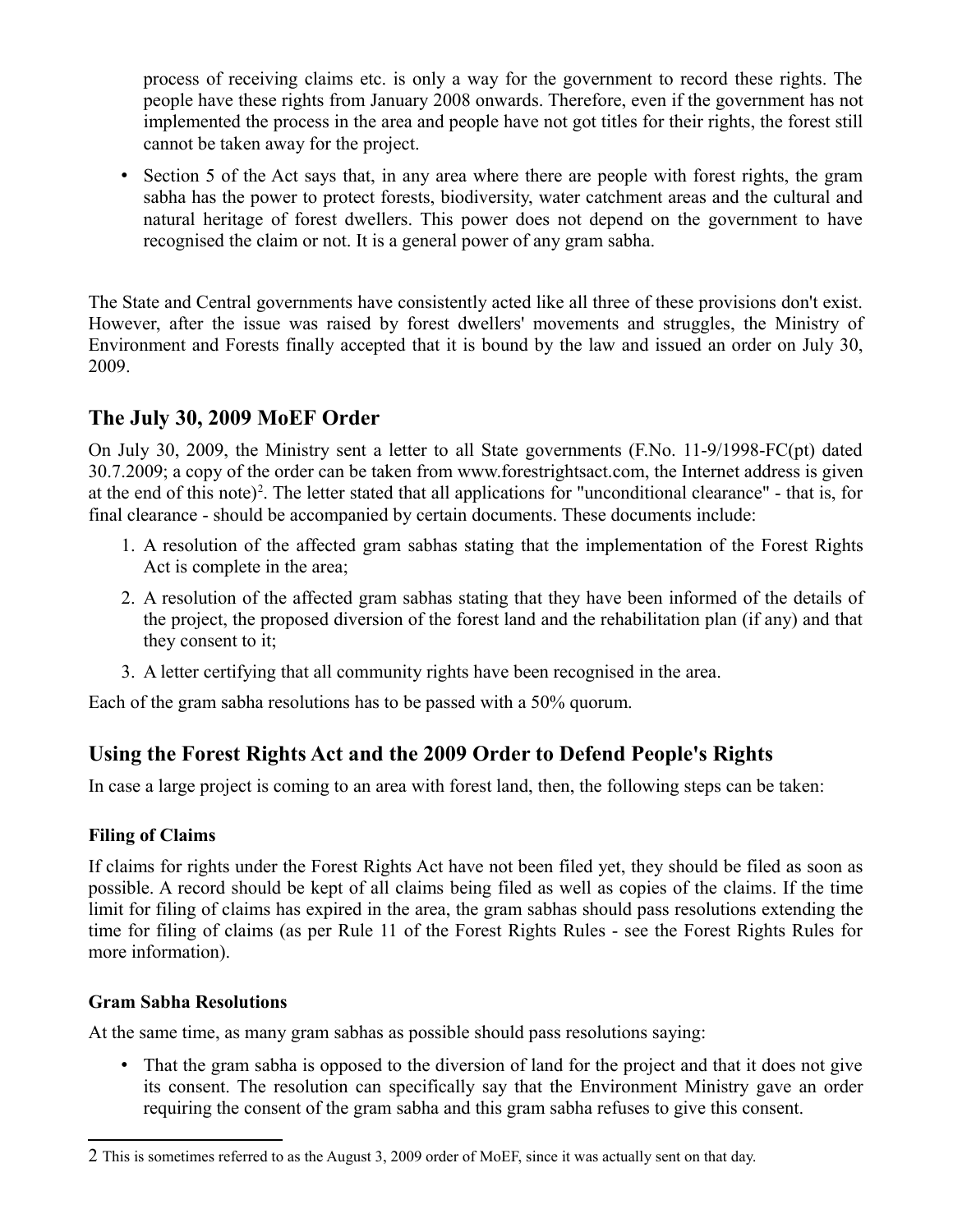process of receiving claims etc. is only a way for the government to record these rights. The people have these rights from January 2008 onwards. Therefore, even if the government has not implemented the process in the area and people have not got titles for their rights, the forest still cannot be taken away for the project.

- Section 5 of the Act says that, in any area where there are people with forest rights, the gram sabha has the power to protect forests, biodiversity, water catchment areas and the cultural and natural heritage of forest dwellers. This power does not depend on the government to have recognised the claim or not. It is a general power of any gram sabha.

The State and Central governments have consistently acted like all three of these provisions don't exist. However, after the issue was raised by forest dwellers' movements and struggles, the Ministry of Environment and Forests finally accepted that it is bound by the law and issued an order on July 30, 2009.

## The July 30, 2009 MoEF Order

On July 30, 2009, the Ministry sent a letter to all State governments (F.No. 11-9/1998-FC(pt) dated 30.7.2009; a copy of the order can be taken from www.forestrightsact.com, the Internet address is given at the end of this note)[2]. The letter stated that all applications for "unconditional clearance" - that is, for final clearance - should be accompanied by certain documents. These documents include:

1. A resolution of the affected gram sabhas stating that the implementation of the Forest Rights Act is complete in the area;
2. A resolution of the affected gram sabhas stating that they have been informed of the details of the project, the proposed diversion of the forest land and the rehabilitation plan (if any) and that they consent to it;
3. A letter certifying that all community rights have been recognised in the area.

Each of the gram sabha resolutions has to be passed with a 50% quorum.

## Using the Forest Rights Act and the 2009 Order to Defend People's Rights

In case a large project is coming to an area with forest land, then, the following steps can be taken:

### Filing of Claims

If claims for rights under the Forest Rights Act have not been filed yet, they should be filed as soon as possible. A record should be kept of all claims being filed as well as copies of the claims. If the time limit for filing of claims has expired in the area, the gram sabhas should pass resolutions extending the time for filing of claims (as per Rule 11 of the Forest Rights Rules - see the Forest Rights Rules for more information).

### Gram Sabha Resolutions

At the same time, as many gram sabhas as possible should pass resolutions saying:

- That the gram sabha is opposed to the diversion of land for the project and that it does not give its consent. The resolution can specifically say that the Environment Ministry gave an order requiring the consent of the gram sabha and this gram sabha refuses to give this consent.

---

[2] This is sometimes referred to as the August 3, 2009 order of MoEF, since it was actually sent on that day.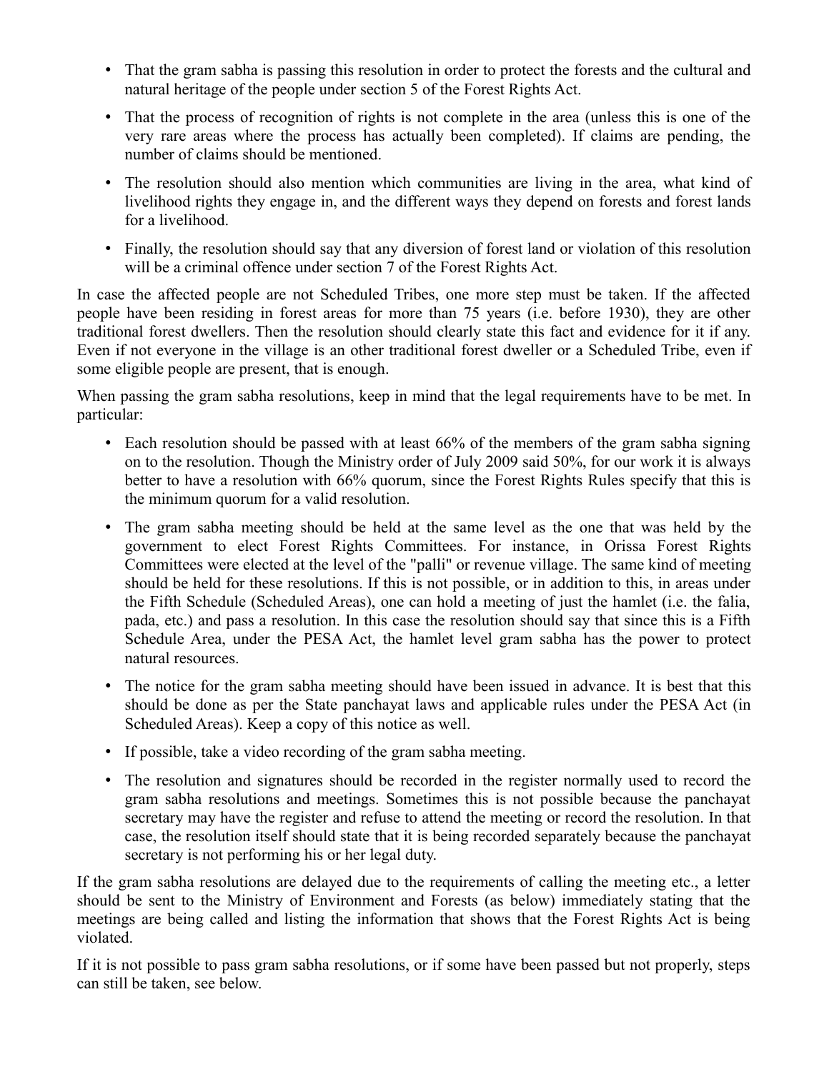- That the gram sabha is passing this resolution in order to protect the forests and the cultural and natural heritage of the people under section 5 of the Forest Rights Act.
- That the process of recognition of rights is not complete in the area (unless this is one of the very rare areas where the process has actually been completed). If claims are pending, the number of claims should be mentioned.
- The resolution should also mention which communities are living in the area, what kind of livelihood rights they engage in, and the different ways they depend on forests and forest lands for a livelihood.
- Finally, the resolution should say that any diversion of forest land or violation of this resolution will be a criminal offence under section 7 of the Forest Rights Act.

In case the affected people are not Scheduled Tribes, one more step must be taken. If the affected people have been residing in forest areas for more than 75 years (i.e. before 1930), they are other traditional forest dwellers. Then the resolution should clearly state this fact and evidence for it if any. Even if not everyone in the village is an other traditional forest dweller or a Scheduled Tribe, even if some eligible people are present, that is enough.

When passing the gram sabha resolutions, keep in mind that the legal requirements have to be met. In particular:

- Each resolution should be passed with at least 66% of the members of the gram sabha signing on to the resolution. Though the Ministry order of July 2009 said 50%, for our work it is always better to have a resolution with 66% quorum, since the Forest Rights Rules specify that this is the minimum quorum for a valid resolution.
- The gram sabha meeting should be held at the same level as the one that was held by the government to elect Forest Rights Committees. For instance, in Orissa Forest Rights Committees were elected at the level of the "palli" or revenue village. The same kind of meeting should be held for these resolutions. If this is not possible, or in addition to this, in areas under the Fifth Schedule (Scheduled Areas), one can hold a meeting of just the hamlet (i.e. the falia, pada, etc.) and pass a resolution. In this case the resolution should say that since this is a Fifth Schedule Area, under the PESA Act, the hamlet level gram sabha has the power to protect natural resources.
- The notice for the gram sabha meeting should have been issued in advance. It is best that this should be done as per the State panchayat laws and applicable rules under the PESA Act (in Scheduled Areas). Keep a copy of this notice as well.
- If possible, take a video recording of the gram sabha meeting.
- The resolution and signatures should be recorded in the register normally used to record the gram sabha resolutions and meetings. Sometimes this is not possible because the panchayat secretary may have the register and refuse to attend the meeting or record the resolution. In that case, the resolution itself should state that it is being recorded separately because the panchayat secretary is not performing his or her legal duty.

If the gram sabha resolutions are delayed due to the requirements of calling the meeting etc., a letter should be sent to the Ministry of Environment and Forests (as below) immediately stating that the meetings are being called and listing the information that shows that the Forest Rights Act is being violated.

If it is not possible to pass gram sabha resolutions, or if some have been passed but not properly, steps can still be taken, see below.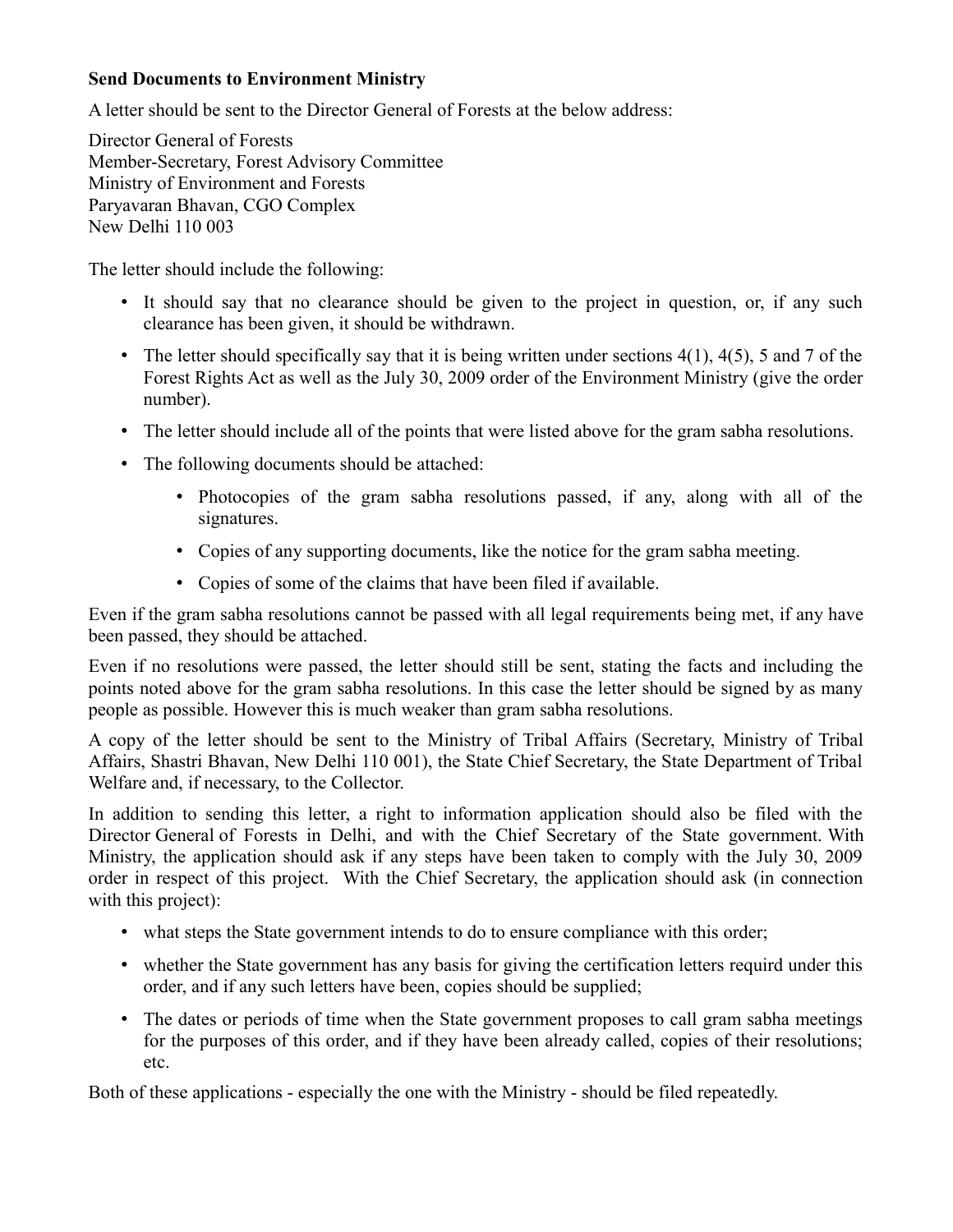**Send Documents to Environment Ministry**

A letter should be sent to the Director General of Forests at the below address:

Director General of Forests
Member-Secretary, Forest Advisory Committee
Ministry of Environment and Forests
Paryavaran Bhavan, CGO Complex
New Delhi 110 003

The letter should include the following:

- It should say that no clearance should be given to the project in question, or, if any such clearance has been given, it should be withdrawn.
- The letter should specifically say that it is being written under sections 4(1), 4(5), 5 and 7 of the Forest Rights Act as well as the July 30, 2009 order of the Environment Ministry (give the order number).
- The letter should include all of the points that were listed above for the gram sabha resolutions.
- The following documents should be attached:
    - Photocopies of the gram sabha resolutions passed, if any, along with all of the signatures.
    - Copies of any supporting documents, like the notice for the gram sabha meeting.
    - Copies of some of the claims that have been filed if available.

Even if the gram sabha resolutions cannot be passed with all legal requirements being met, if any have been passed, they should be attached.

Even if no resolutions were passed, the letter should still be sent, stating the facts and including the points noted above for the gram sabha resolutions. In this case the letter should be signed by as many people as possible. However this is much weaker than gram sabha resolutions.

A copy of the letter should be sent to the Ministry of Tribal Affairs (Secretary, Ministry of Tribal Affairs, Shastri Bhavan, New Delhi 110 001), the State Chief Secretary, the State Department of Tribal Welfare and, if necessary, to the Collector.

In addition to sending this letter, a right to information application should also be filed with the Director General of Forests in Delhi, and with the Chief Secretary of the State government. With Ministry, the application should ask if any steps have been taken to comply with the July 30, 2009 order in respect of this project. With the Chief Secretary, the application should ask (in connection with this project):

- what steps the State government intends to do to ensure compliance with this order;
- whether the State government has any basis for giving the certification letters requird under this order, and if any such letters have been, copies should be supplied;
- The dates or periods of time when the State government proposes to call gram sabha meetings for the purposes of this order, and if they have been already called, copies of their resolutions; etc.

Both of these applications - especially the one with the Ministry - should be filed repeatedly.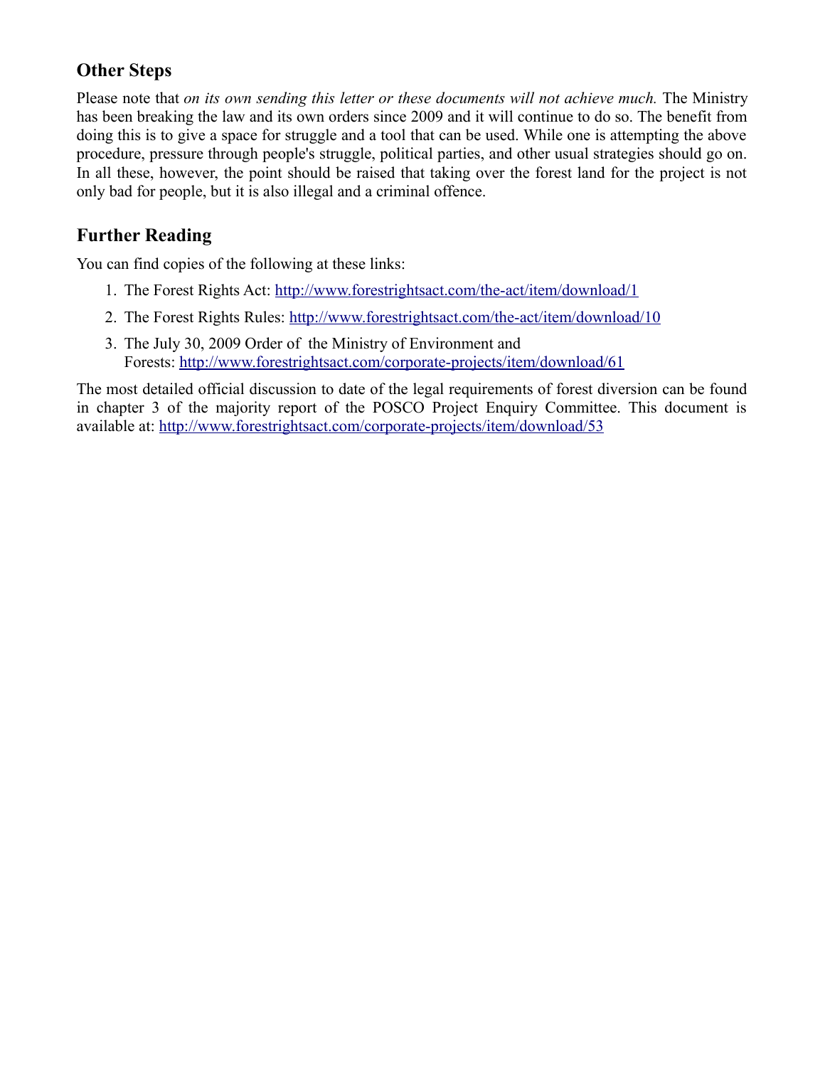## Other Steps

Please note that *on its own sending this letter or these documents will not achieve much.* The Ministry has been breaking the law and its own orders since 2009 and it will continue to do so. The benefit from doing this is to give a space for struggle and a tool that can be used. While one is attempting the above procedure, pressure through people's struggle, political parties, and other usual strategies should go on. In all these, however, the point should be raised that taking over the forest land for the project is not only bad for people, but it is also illegal and a criminal offence.

## Further Reading

You can find copies of the following at these links:

1. The Forest Rights Act: http://www.forestrightsact.com/the-act/item/download/1
2. The Forest Rights Rules: http://www.forestrightsact.com/the-act/item/download/10
3. The July 30, 2009 Order of the Ministry of Environment and Forests: http://www.forestrightsact.com/corporate-projects/item/download/61

The most detailed official discussion to date of the legal requirements of forest diversion can be found in chapter 3 of the majority report of the POSCO Project Enquiry Committee. This document is available at: http://www.forestrightsact.com/corporate-projects/item/download/53